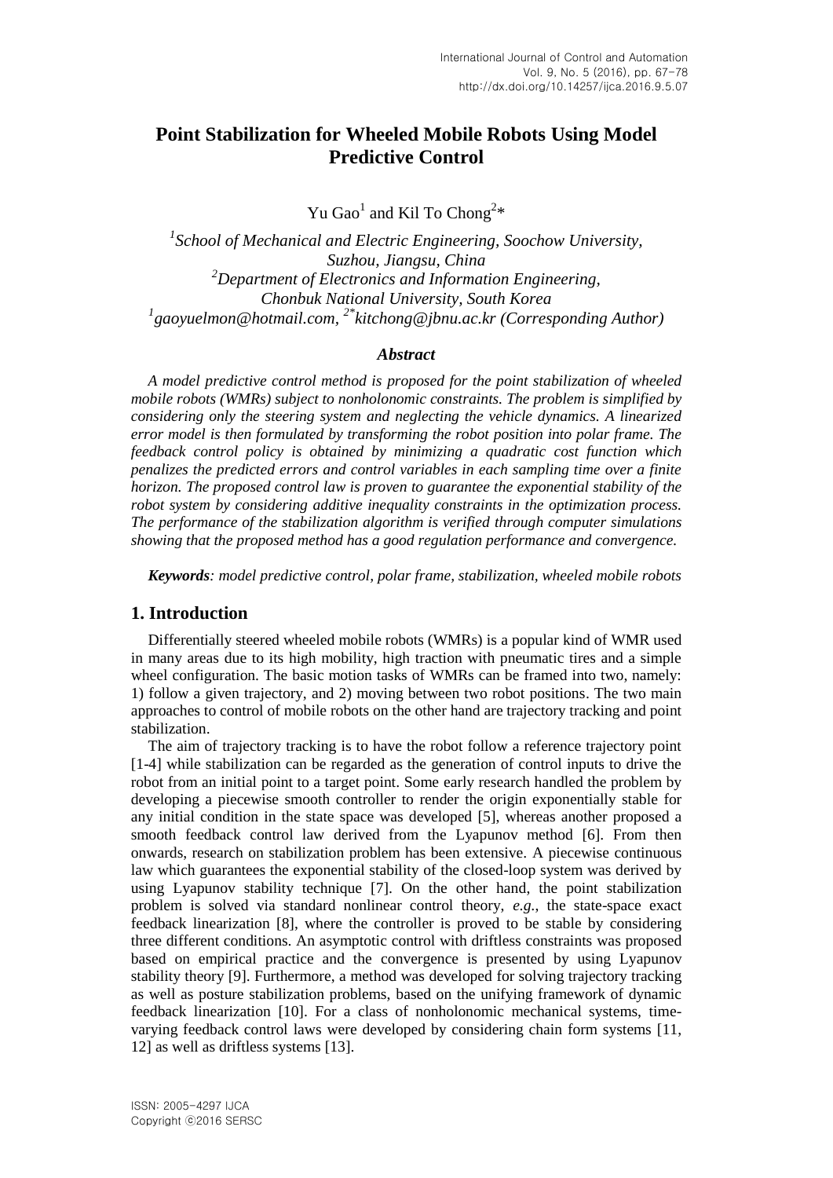# Point Stabilization for Wheeled Mobile Robots Using Model Predictive Control

Yu Gao[1] and Kil To Chong[2]*

[1]*School of Mechanical and Electric Engineering, Soochow University, Suzhou, Jiangsu, China*
[2]*Department of Electronics and Information Engineering, Chonbuk National University, South Korea*
[1]*gaoyuelmon@hotmail.com,* [2*]*kitchong@jbnu.ac.kr (Corresponding Author)*

### *Abstract*

*A model predictive control method is proposed for the point stabilization of wheeled mobile robots (WMRs) subject to nonholonomic constraints. The problem is simplified by considering only the steering system and neglecting the vehicle dynamics. A linearized error model is then formulated by transforming the robot position into polar frame. The feedback control policy is obtained by minimizing a quadratic cost function which penalizes the predicted errors and control variables in each sampling time over a finite horizon. The proposed control law is proven to guarantee the exponential stability of the robot system by considering additive inequality constraints in the optimization process. The performance of the stabilization algorithm is verified through computer simulations showing that the proposed method has a good regulation performance and convergence.*

***Keywords****: model predictive control, polar frame, stabilization, wheeled mobile robots*

## 1. Introduction

Differentially steered wheeled mobile robots (WMRs) is a popular kind of WMR used in many areas due to its high mobility, high traction with pneumatic tires and a simple wheel configuration. The basic motion tasks of WMRs can be framed into two, namely: 1) follow a given trajectory, and 2) moving between two robot positions. The two main approaches to control of mobile robots on the other hand are trajectory tracking and point stabilization.

The aim of trajectory tracking is to have the robot follow a reference trajectory point [1-4] while stabilization can be regarded as the generation of control inputs to drive the robot from an initial point to a target point. Some early research handled the problem by developing a piecewise smooth controller to render the origin exponentially stable for any initial condition in the state space was developed [5], whereas another proposed a smooth feedback control law derived from the Lyapunov method [6]. From then onwards, research on stabilization problem has been extensive. A piecewise continuous law which guarantees the exponential stability of the closed-loop system was derived by using Lyapunov stability technique [7]. On the other hand, the point stabilization problem is solved via standard nonlinear control theory, *e.g.*, the state-space exact feedback linearization [8], where the controller is proved to be stable by considering three different conditions. An asymptotic control with driftless constraints was proposed based on empirical practice and the convergence is presented by using Lyapunov stability theory [9]. Furthermore, a method was developed for solving trajectory tracking as well as posture stabilization problems, based on the unifying framework of dynamic feedback linearization [10]. For a class of nonholonomic mechanical systems, time-varying feedback control laws were developed by considering chain form systems [11, 12] as well as driftless systems [13].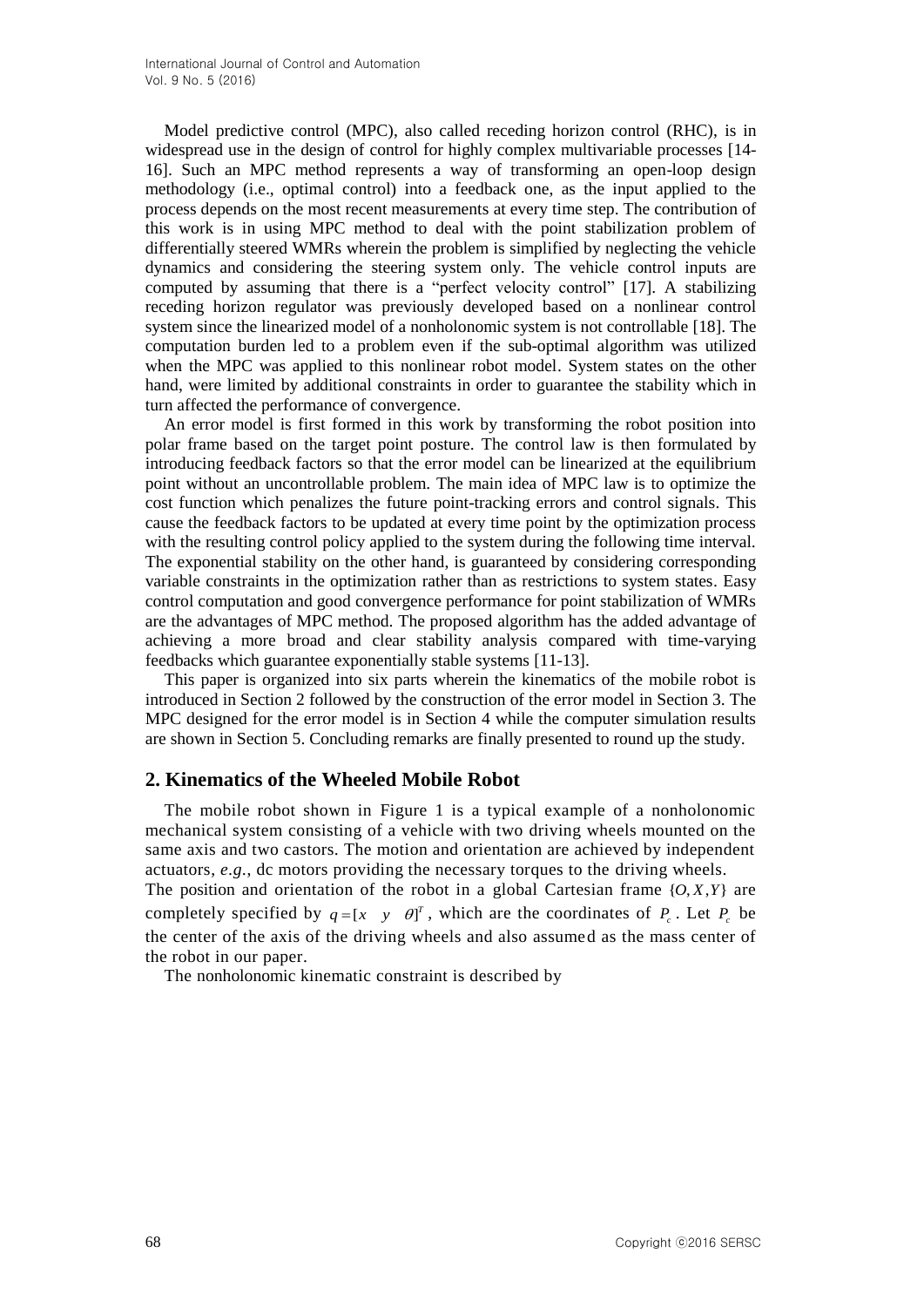Model predictive control (MPC), also called receding horizon control (RHC), is in widespread use in the design of control for highly complex multivariable processes [14-16]. Such an MPC method represents a way of transforming an open-loop design methodology (i.e., optimal control) into a feedback one, as the input applied to the process depends on the most recent measurements at every time step. The contribution of this work is in using MPC method to deal with the point stabilization problem of differentially steered WMRs wherein the problem is simplified by neglecting the vehicle dynamics and considering the steering system only. The vehicle control inputs are computed by assuming that there is a "perfect velocity control" [17]. A stabilizing receding horizon regulator was previously developed based on a nonlinear control system since the linearized model of a nonholonomic system is not controllable [18]. The computation burden led to a problem even if the sub-optimal algorithm was utilized when the MPC was applied to this nonlinear robot model. System states on the other hand, were limited by additional constraints in order to guarantee the stability which in turn affected the performance of convergence.

An error model is first formed in this work by transforming the robot position into polar frame based on the target point posture. The control law is then formulated by introducing feedback factors so that the error model can be linearized at the equilibrium point without an uncontrollable problem. The main idea of MPC law is to optimize the cost function which penalizes the future point-tracking errors and control signals. This cause the feedback factors to be updated at every time point by the optimization process with the resulting control policy applied to the system during the following time interval. The exponential stability on the other hand, is guaranteed by considering corresponding variable constraints in the optimization rather than as restrictions to system states. Easy control computation and good convergence performance for point stabilization of WMRs are the advantages of MPC method. The proposed algorithm has the added advantage of achieving a more broad and clear stability analysis compared with time-varying feedbacks which guarantee exponentially stable systems [11-13].

This paper is organized into six parts wherein the kinematics of the mobile robot is introduced in Section 2 followed by the construction of the error model in Section 3. The MPC designed for the error model is in Section 4 while the computer simulation results are shown in Section 5. Concluding remarks are finally presented to round up the study.

## 2. Kinematics of the Wheeled Mobile Robot

The mobile robot shown in Figure 1 is a typical example of a nonholonomic mechanical system consisting of a vehicle with two driving wheels mounted on the same axis and two castors. The motion and orientation are achieved by independent actuators, *e.g.*, dc motors providing the necessary torques to the driving wheels.

The position and orientation of the robot in a global Cartesian frame $\{O, X, Y\}$ are completely specified by $q = [x \quad y \quad \theta]^T$, which are the coordinates of $P_c$. Let $P_c$ be the center of the axis of the driving wheels and also assumed as the mass center of the robot in our paper.

The nonholonomic kinematic constraint is described by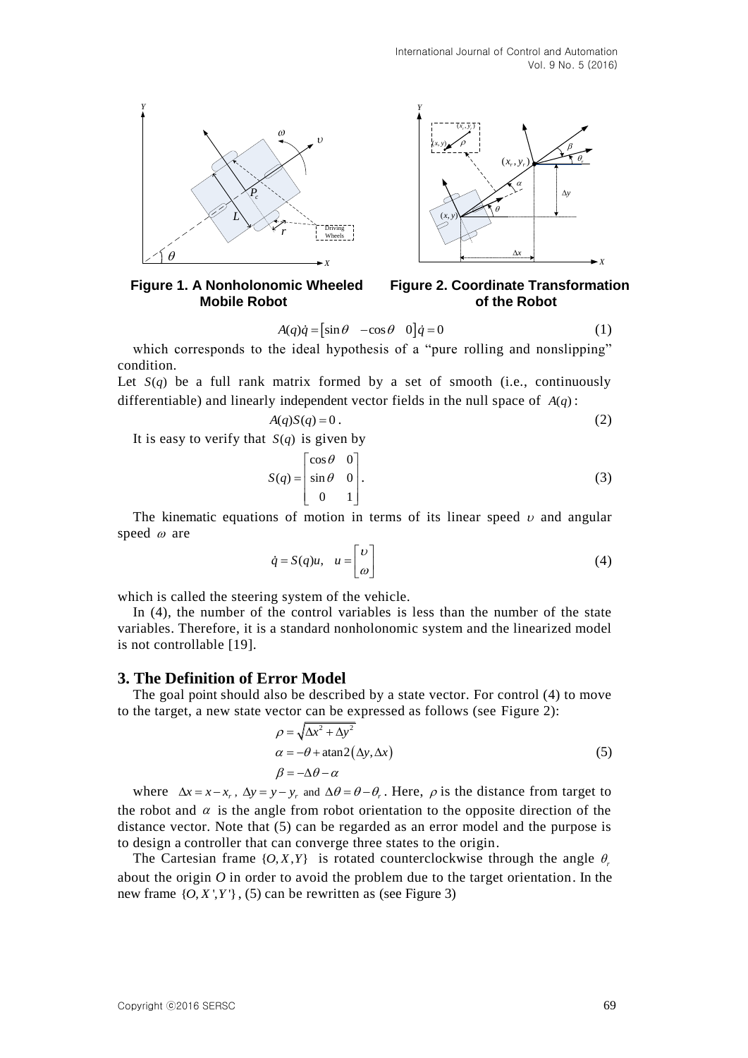**Figure 1. A Nonholonomic Wheeled Mobile Robot**

**Figure 2. Coordinate Transformation of the Robot**

$$A(q)\dot{q} = \begin{bmatrix} \sin\theta & -\cos\theta & 0 \end{bmatrix} \dot{q} = 0 \tag{1}$$

which corresponds to the ideal hypothesis of a "pure rolling and nonslipping" condition.

Let $S(q)$ be a full rank matrix formed by a set of smooth (i.e., continuously differentiable) and linearly independent vector fields in the null space of $A(q)$:

$$A(q)S(q) = 0\,. \tag{2}$$

It is easy to verify that $S(q)$ is given by

$$S(q) = \begin{bmatrix} \cos\theta & 0 \\ \sin\theta & 0 \\ 0 & 1 \end{bmatrix}. \tag{3}$$

The kinematic equations of motion in terms of its linear speed $\upsilon$ and angular speed $\omega$ are

$$\dot{q} = S(q)u, \quad u = \begin{bmatrix} \upsilon \\ \omega \end{bmatrix} \tag{4}$$

which is called the steering system of the vehicle.

In (4), the number of the control variables is less than the number of the state variables. Therefore, it is a standard nonholonomic system and the linearized model is not controllable [19].

## 3. The Definition of Error Model

The goal point should also be described by a state vector. For control (4) to move to the target, a new state vector can be expressed as follows (see Figure 2):

$$\begin{aligned} \rho &= \sqrt{\Delta x^2 + \Delta y^2} \\ \alpha &= -\theta + \operatorname{atan2}(\Delta y, \Delta x) \\ \beta &= -\Delta\theta - \alpha \end{aligned} \tag{5}$$

where $\Delta x = x - x_r$, $\Delta y = y - y_r$ and $\Delta\theta = \theta - \theta_r$. Here, $\rho$ is the distance from target to the robot and $\alpha$ is the angle from robot orientation to the opposite direction of the distance vector. Note that (5) can be regarded as an error model and the purpose is to design a controller that can converge three states to the origin.

The Cartesian frame $\{O, X, Y\}$ is rotated counterclockwise through the angle $\theta_r$ about the origin $O$ in order to avoid the problem due to the target orientation. In the new frame $\{O, X', Y'\}$, (5) can be rewritten as (see Figure 3)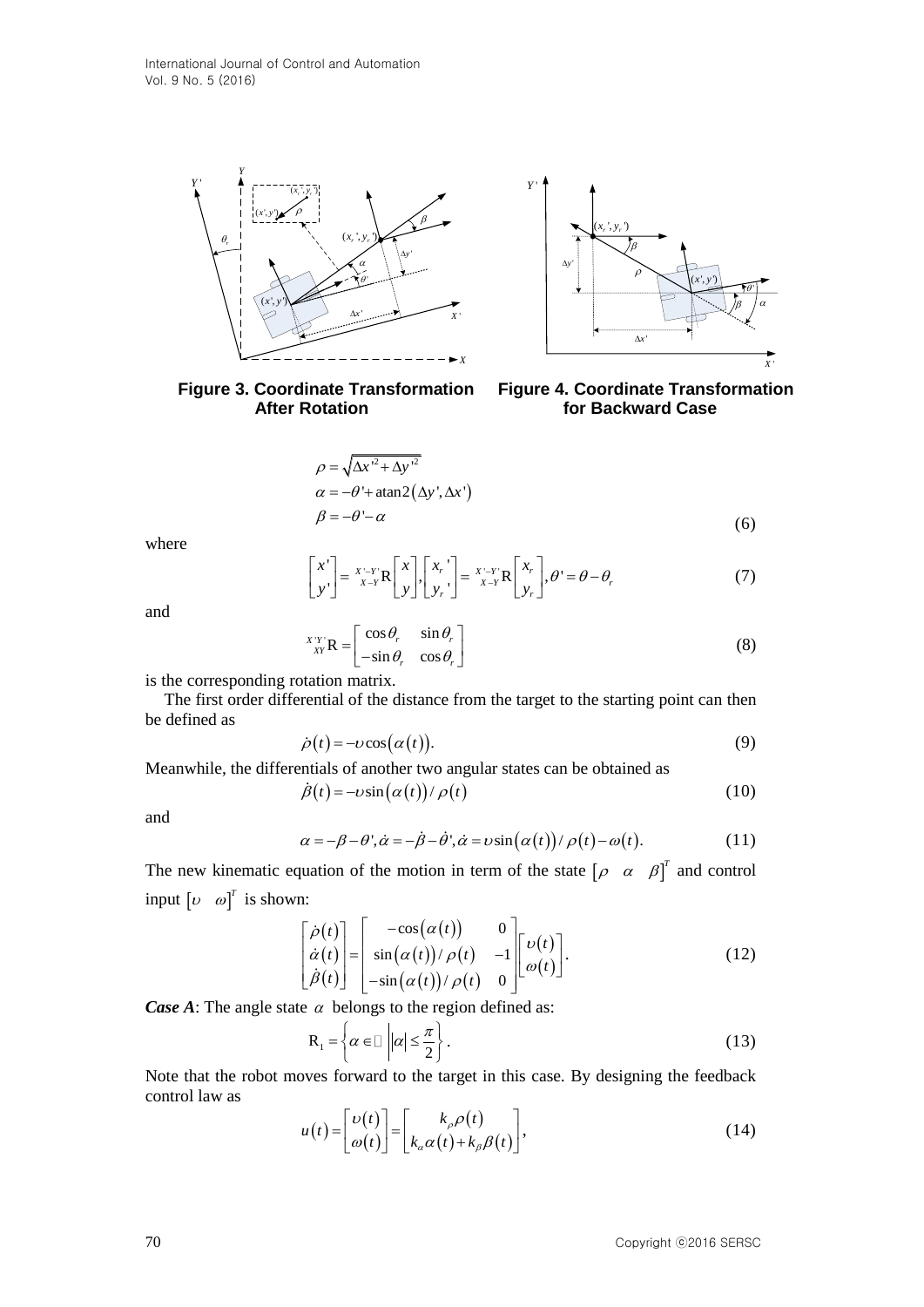**Figure 3. Coordinate Transformation After Rotation**

**Figure 4. Coordinate Transformation for Backward Case**

$$
\begin{aligned}
&\rho = \sqrt{\Delta x'^2 + \Delta y'^2} \\
&\alpha = -\theta' + \operatorname{atan2}(\Delta y', \Delta x') \\
&\beta = -\theta' - \alpha
\end{aligned} \tag{6}
$$

where

$$
\begin{bmatrix} x' \\ y' \end{bmatrix} = {}^{X'-Y'}_{X-Y}\mathrm{R}\begin{bmatrix} x \\ y \end{bmatrix}, \begin{bmatrix} x_r' \\ y_r' \end{bmatrix} = {}^{X'-Y'}_{X-Y}\mathrm{R}\begin{bmatrix} x_r \\ y_r \end{bmatrix}, \theta' = \theta - \theta_r \tag{7}
$$

and

$$
{}^{X'Y'}_{XY}\mathrm{R} = \begin{bmatrix} \cos\theta_r & \sin\theta_r \\ -\sin\theta_r & \cos\theta_r \end{bmatrix} \tag{8}
$$

is the corresponding rotation matrix.

The first order differential of the distance from the target to the starting point can then be defined as

$$
\dot{\rho}(t) = -\upsilon\cos(\alpha(t)). \tag{9}
$$

Meanwhile, the differentials of another two angular states can be obtained as

$$
\dot{\beta}(t) = -\upsilon\sin(\alpha(t))/\rho(t) \tag{10}
$$

and

$$
\alpha = -\beta - \theta', \dot{\alpha} = -\dot{\beta} - \dot{\theta}', \dot{\alpha} = \upsilon\sin(\alpha(t))/\rho(t) - \omega(t). \tag{11}
$$

The new kinematic equation of the motion in term of the state $[\rho \quad \alpha \quad \beta]^T$ and control input $[\upsilon \quad \omega]^T$ is shown:

$$
\begin{bmatrix} \dot{\rho}(t) \\ \dot{\alpha}(t) \\ \dot{\beta}(t) \end{bmatrix} = \begin{bmatrix} -\cos(\alpha(t)) & 0 \\ \sin(\alpha(t))/\rho(t) & -1 \\ -\sin(\alpha(t))/\rho(t) & 0 \end{bmatrix} \begin{bmatrix} \upsilon(t) \\ \omega(t) \end{bmatrix}. \tag{12}
$$

***Case A***: The angle state $\alpha$ belongs to the region defined as:

$$
\mathrm{R}_1 = \left\{ \alpha \in \mathbb{R} \,\middle|\, |\alpha| \le \frac{\pi}{2} \right\}. \tag{13}
$$

Note that the robot moves forward to the target in this case. By designing the feedback control law as

$$
u(t) = \begin{bmatrix} \upsilon(t) \\ \omega(t) \end{bmatrix} = \begin{bmatrix} k_\rho \rho(t) \\ k_\alpha \alpha(t) + k_\beta \beta(t) \end{bmatrix}, \tag{14}
$$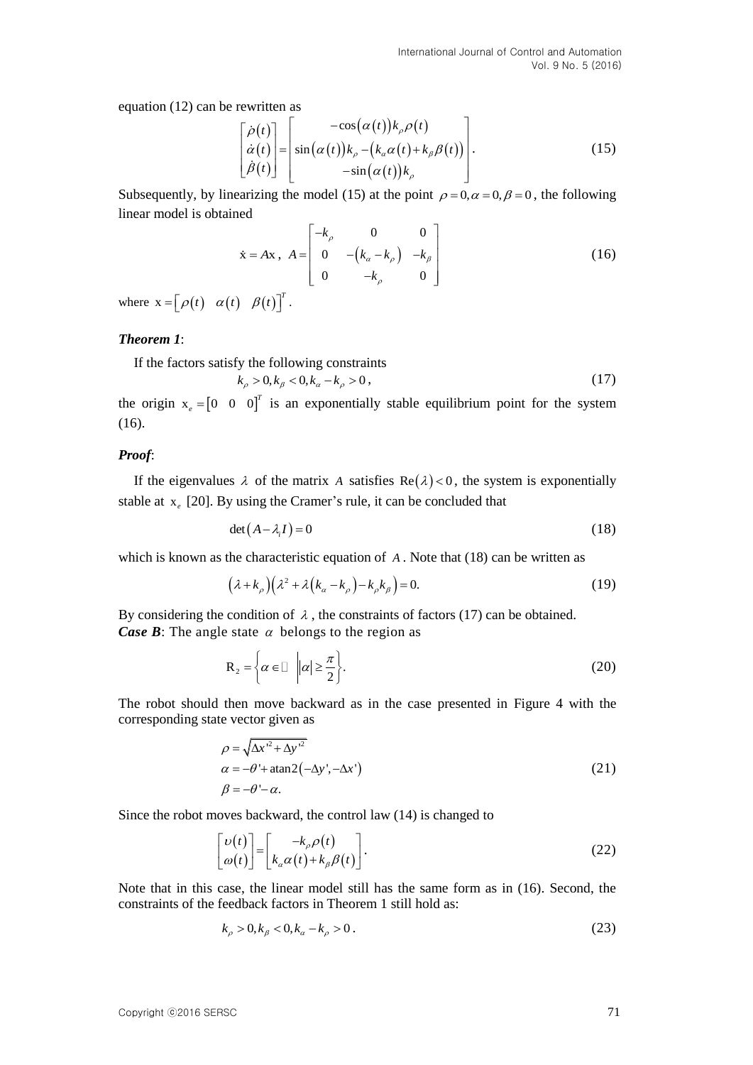equation (12) can be rewritten as

$$\begin{bmatrix} \dot{\rho}(t) \\ \dot{\alpha}(t) \\ \dot{\beta}(t) \end{bmatrix} = \begin{bmatrix} -\cos(\alpha(t))k_\rho \rho(t) \\ \sin(\alpha(t))k_\rho - (k_\alpha \alpha(t) + k_\beta \beta(t)) \\ -\sin(\alpha(t))k_\rho \end{bmatrix}. \tag{15}$$

Subsequently, by linearizing the model (15) at the point $\rho = 0, \alpha = 0, \beta = 0$, the following linear model is obtained

$$\dot{\mathrm{x}} = A\mathrm{x}, \ A = \begin{bmatrix} -k_\rho & 0 & 0 \\ 0 & -(k_\alpha - k_\rho) & -k_\beta \\ 0 & -k_\rho & 0 \end{bmatrix} \tag{16}$$

where $\mathrm{x} = \begin{bmatrix} \rho(t) & \alpha(t) & \beta(t) \end{bmatrix}^T$.

***Theorem 1***:

If the factors satisfy the following constraints

$$k_\rho > 0, k_\beta < 0, k_\alpha - k_\rho > 0, \tag{17}$$

the origin $\mathrm{x}_e = \begin{bmatrix} 0 & 0 & 0 \end{bmatrix}^T$ is an exponentially stable equilibrium point for the system (16).

***Proof***:

If the eigenvalues $\lambda$ of the matrix $A$ satisfies $\mathrm{Re}(\lambda) < 0$, the system is exponentially stable at $\mathrm{x}_e$ [20]. By using the Cramer's rule, it can be concluded that

$$\det(A - \lambda_i I) = 0 \tag{18}$$

which is known as the characteristic equation of $A$. Note that (18) can be written as

$$(\lambda + k_\rho)\left(\lambda^2 + \lambda(k_\alpha - k_\rho) - k_\rho k_\beta\right) = 0. \tag{19}$$

By considering the condition of $\lambda$, the constraints of factors (17) can be obtained.

***Case B***: The angle state $\alpha$ belongs to the region as

$$\mathrm{R}_2 = \left\{ \alpha \in \mathbb{R} \ \middle| \ |\alpha| \geq \frac{\pi}{2} \right\}. \tag{20}$$

The robot should then move backward as in the case presented in Figure 4 with the corresponding state vector given as

$$\begin{aligned} \rho &= \sqrt{\Delta x'^2 + \Delta y'^2} \\ \alpha &= -\theta' + \mathrm{atan2}(-\Delta y', -\Delta x') \\ \beta &= -\theta' - \alpha. \end{aligned} \tag{21}$$

Since the robot moves backward, the control law (14) is changed to

$$\begin{bmatrix} \upsilon(t) \\ \omega(t) \end{bmatrix} = \begin{bmatrix} -k_\rho \rho(t) \\ k_\alpha \alpha(t) + k_\beta \beta(t) \end{bmatrix}. \tag{22}$$

Note that in this case, the linear model still has the same form as in (16). Second, the constraints of the feedback factors in Theorem 1 still hold as:

$$k_\rho > 0, k_\beta < 0, k_\alpha - k_\rho > 0. \tag{23}$$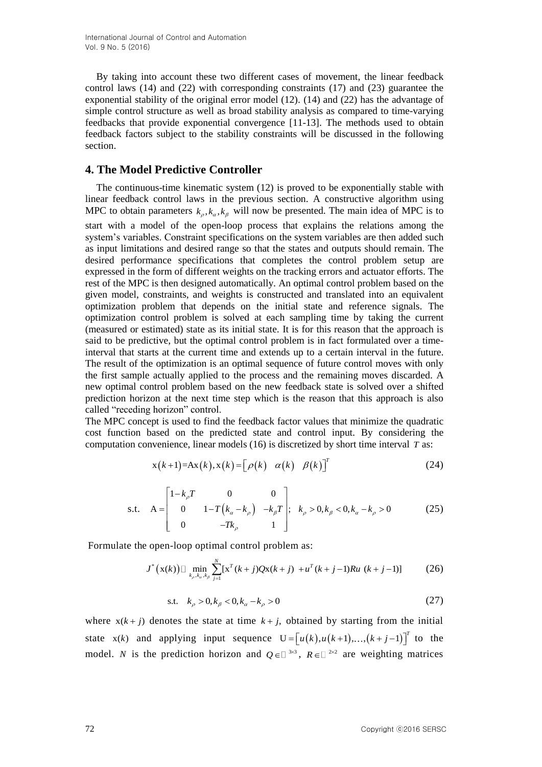By taking into account these two different cases of movement, the linear feedback control laws (14) and (22) with corresponding constraints (17) and (23) guarantee the exponential stability of the original error model (12). (14) and (22) has the advantage of simple control structure as well as broad stability analysis as compared to time-varying feedbacks that provide exponential convergence [11-13]. The methods used to obtain feedback factors subject to the stability constraints will be discussed in the following section.

## 4. The Model Predictive Controller

The continuous-time kinematic system (12) is proved to be exponentially stable with linear feedback control laws in the previous section. A constructive algorithm using MPC to obtain parameters $k_\rho, k_\alpha, k_\beta$ will now be presented. The main idea of MPC is to start with a model of the open-loop process that explains the relations among the system's variables. Constraint specifications on the system variables are then added such as input limitations and desired range so that the states and outputs should remain. The desired performance specifications that completes the control problem setup are expressed in the form of different weights on the tracking errors and actuator efforts. The rest of the MPC is then designed automatically. An optimal control problem based on the given model, constraints, and weights is constructed and translated into an equivalent optimization problem that depends on the initial state and reference signals. The optimization control problem is solved at each sampling time by taking the current (measured or estimated) state as its initial state. It is for this reason that the approach is said to be predictive, but the optimal control problem is in fact formulated over a time-interval that starts at the current time and extends up to a certain interval in the future. The result of the optimization is an optimal sequence of future control moves with only the first sample actually applied to the process and the remaining moves discarded. A new optimal control problem based on the new feedback state is solved over a shifted prediction horizon at the next time step which is the reason that this approach is also called "receding horizon" control.

The MPC concept is used to find the feedback factor values that minimize the quadratic cost function based on the predicted state and control input. By considering the computation convenience, linear models (16) is discretized by short time interval $T$ as:

$$\mathrm{x}(k+1)=\mathrm{A}\mathrm{x}(k), \mathrm{x}(k)=\begin{bmatrix}\rho(k) & \alpha(k) & \beta(k)\end{bmatrix}^T \tag{24}$$

$$\text{s.t.} \quad \mathrm{A}=\begin{bmatrix}1-k_\rho T & 0 & 0 \\ 0 & 1-T\left(k_\alpha-k_\rho\right) & -k_\beta T \\ 0 & -Tk_\rho & 1\end{bmatrix}; \quad k_\rho>0, k_\beta<0, k_\alpha-k_\rho>0 \tag{25}$$

Formulate the open-loop optimal control problem as:

$$J^*\left(\mathrm{x}(k)\right) \triangleq \min_{k_\rho, k_\alpha, k_\beta} \sum_{j=1}^{N}[\mathrm{x}^T(k+j)Q\mathrm{x}(k+j) + u^T(k+j-1)Ru\ (k+j-1)] \tag{26}$$

$$\text{s.t.} \quad k_\rho>0, k_\beta<0, k_\alpha-k_\rho>0 \tag{27}$$

where $\mathrm{x}(k+j)$ denotes the state at time $k+j$, obtained by starting from the initial state $\mathrm{x}(k)$ and applying input sequence $\mathrm{U}=\left[u(k), u(k+1), \ldots, (k+j-1)\right]^T$ to the model. $N$ is the prediction horizon and $Q \in \mathbb{R}^{3\times 3}$, $R \in \mathbb{R}^{2\times 2}$ are weighting matrices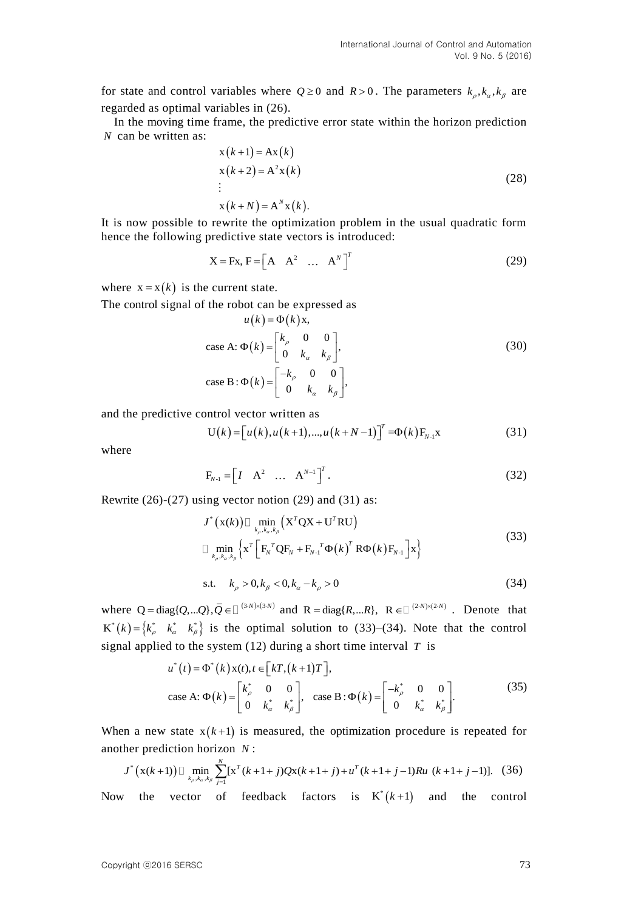for state and control variables where $Q \geq 0$ and $R > 0$. The parameters $k_\rho, k_\alpha, k_\beta$ are regarded as optimal variables in (26).

In the moving time frame, the predictive error state within the horizon prediction $N$ can be written as:

$$
\begin{aligned}
&\mathrm{x}(k+1) = \mathrm{A}\mathrm{x}(k) \\
&\mathrm{x}(k+2) = \mathrm{A}^2\mathrm{x}(k) \\
&\vdots \\
&\mathrm{x}(k+N) = \mathrm{A}^N\mathrm{x}(k).
\end{aligned}
\tag{28}
$$

It is now possible to rewrite the optimization problem in the usual quadratic form hence the following predictive state vectors is introduced:

$$
\mathrm{X} = \mathrm{F}\mathrm{x},\ \mathrm{F} = \begin{bmatrix} \mathrm{A} & \mathrm{A}^2 & \dots & \mathrm{A}^N \end{bmatrix}^T \tag{29}
$$

where $\mathrm{x} = \mathrm{x}(k)$ is the current state.

The control signal of the robot can be expressed as

$$
\begin{aligned}
&u(k) = \Phi(k)\mathrm{x}, \\
&\text{case A: } \Phi(k) = \begin{bmatrix} k_\rho & 0 & 0 \\ 0 & k_\alpha & k_\beta \end{bmatrix}, \\
&\text{case B: } \Phi(k) = \begin{bmatrix} -k_\rho & 0 & 0 \\ 0 & k_\alpha & k_\beta \end{bmatrix},
\end{aligned}
\tag{30}
$$

and the predictive control vector written as

$$
\mathrm{U}(k) = \left[u(k), u(k+1), ..., u(k+N-1)\right]^T = \Phi(k)\mathrm{F}_{N\text{-}1}\mathrm{x} \tag{31}
$$

where

$$
\mathrm{F}_{N\text{-}1} = \begin{bmatrix} I & \mathrm{A}^2 & \dots & \mathrm{A}^{N-1} \end{bmatrix}^T. \tag{32}
$$

Rewrite (26)-(27) using vector notion (29) and (31) as:

$$
\begin{aligned}
J^*(\mathrm{x}(k)) &\triangleq \min_{k_\rho, k_\alpha, k_\beta} \left(\mathrm{X}^T\mathrm{Q}\mathrm{X} + \mathrm{U}^T\mathrm{R}\mathrm{U}\right) \\
&\triangleq \min_{k_\rho, k_\alpha, k_\beta} \left\{\mathrm{x}^T\left[\mathrm{F}_N{}^T\mathrm{Q}\mathrm{F}_N + \mathrm{F}_{N\text{-}1}{}^T\Phi(k)^T\mathrm{R}\Phi(k)\mathrm{F}_{N\text{-}1}\right]\mathrm{x}\right\}
\end{aligned}
\tag{33}
$$

$$
\text{s.t.} \quad k_\rho > 0, k_\beta < 0, k_\alpha - k_\rho > 0 \tag{34}
$$

where $\mathrm{Q} = \mathrm{diag}\{Q, ...Q\}, \overline{Q} \in \mathbb{R}^{(3\cdot N)\times(3\cdot N)}$ and $\mathrm{R} = \mathrm{diag}\{R, ...R\},\ \mathrm{R} \in \mathbb{R}^{(2\cdot N)\times(2\cdot N)}$. Denote that $\mathrm{K}^*(k) = \left\{k_\rho^* \quad k_\alpha^* \quad k_\beta^*\right\}$ is the optimal solution to (33)–(34). Note that the control signal applied to the system (12) during a short time interval $T$ is

$$
\begin{aligned}
&u^*(t) = \Phi^*(k)\mathrm{x}(t), t \in \left[kT, (k+1)T\right], \\
&\text{case A: } \Phi(k) = \begin{bmatrix} k_\rho^* & 0 & 0 \\ 0 & k_\alpha^* & k_\beta^* \end{bmatrix}, \quad \text{case B: } \Phi(k) = \begin{bmatrix} -k_\rho^* & 0 & 0 \\ 0 & k_\alpha^* & k_\beta^* \end{bmatrix}.
\end{aligned}
\tag{35}
$$

When a new state $\mathrm{x}(k+1)$ is measured, the optimization procedure is repeated for another prediction horizon $N$:

$$
J^*\left(\mathrm{x}(k+1)\right) \triangleq \min_{k_\rho, k_\alpha, k_\beta} \sum_{j=1}^{N} [\mathrm{x}^T(k+1+j)Q\mathrm{x}(k+1+j) + u^T(k+1+j-1)Ru\ (k+1+j-1)]. \tag{36}
$$

Now the vector of feedback factors is $\mathrm{K}^*(k+1)$ and the control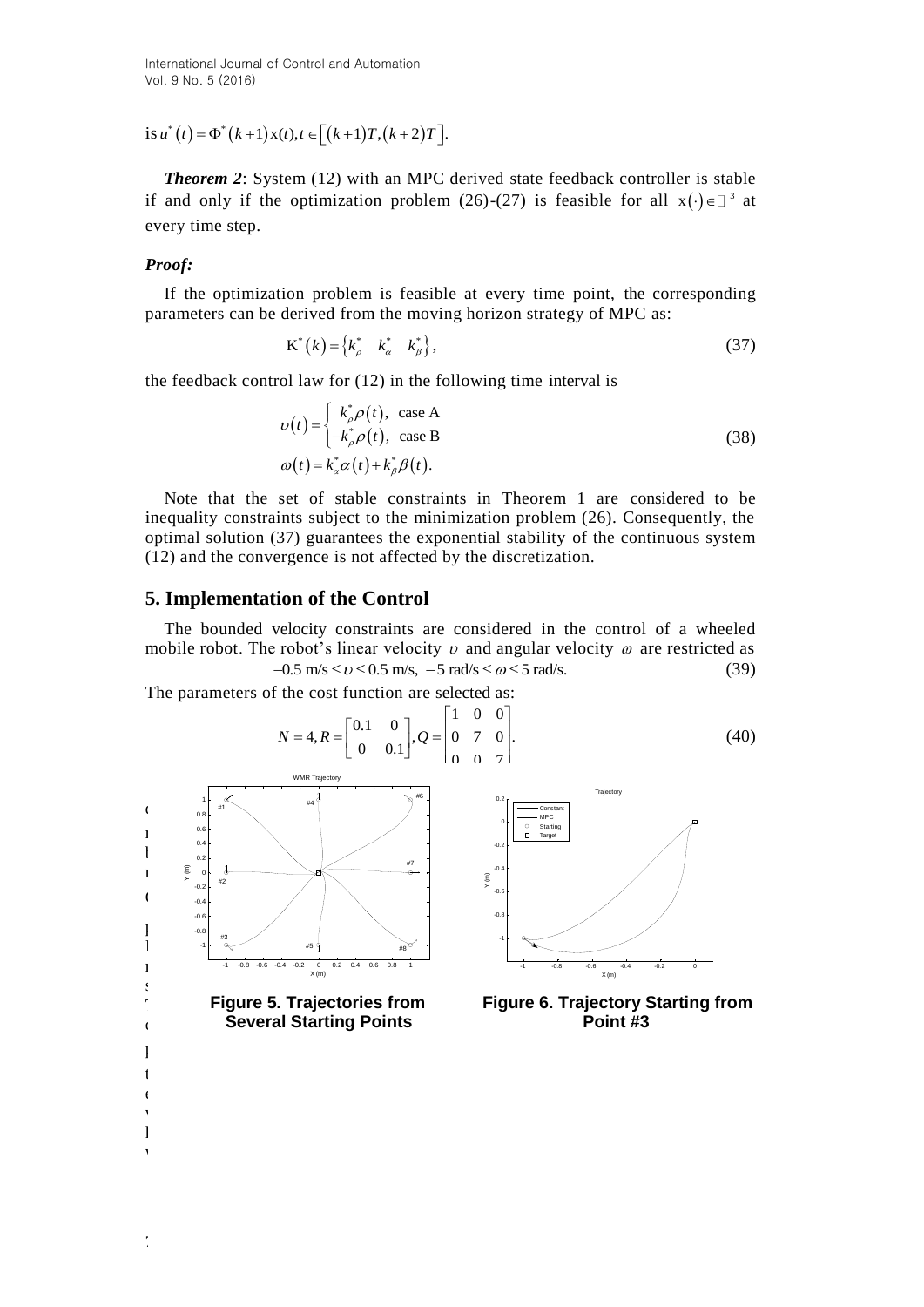is $u^*(t) = \Phi^*(k+1)x(t), t \in [(k+1)T, (k+2)T]$.

***Theorem 2***: System (12) with an MPC derived state feedback controller is stable if and only if the optimization problem (26)-(27) is feasible for all $x(\cdot) \in \mathbb{R}^3$ at every time step.

***Proof:***

If the optimization problem is feasible at every time point, the corresponding parameters can be derived from the moving horizon strategy of MPC as:

$$K^*(k) = \{k_\rho^* \quad k_\alpha^* \quad k_\beta^*\}, \tag{37}$$

the feedback control law for (12) in the following time interval is

$$\upsilon(t) = \begin{cases} k_\rho^* \rho(t), & \text{case A} \\ -k_\rho^* \rho(t), & \text{case B} \end{cases}$$
$$\omega(t) = k_\alpha^* \alpha(t) + k_\beta^* \beta(t). \tag{38}$$

Note that the set of stable constraints in Theorem 1 are considered to be inequality constraints subject to the minimization problem (26). Consequently, the optimal solution (37) guarantees the exponential stability of the continuous system (12) and the convergence is not affected by the discretization.

## 5. Implementation of the Control

The bounded velocity constraints are considered in the control of a wheeled mobile robot. The robot's linear velocity $\upsilon$ and angular velocity $\omega$ are restricted as

$$-0.5 \text{ m/s} \le \upsilon \le 0.5 \text{ m/s}, \; -5 \text{ rad/s} \le \omega \le 5 \text{ rad/s}. \tag{39}$$

The parameters of the cost function are selected as:

$$N = 4, R = \begin{bmatrix} 0.1 & 0 \\ 0 & 0.1 \end{bmatrix}, Q = \begin{bmatrix} 1 & 0 & 0 \\ 0 & 7 & 0 \\ 0 & 0 & 7 \end{bmatrix}. \tag{40}$$

**Figure 5. Trajectories from Several Starting Points**

**Figure 6. Trajectory Starting from Point #3**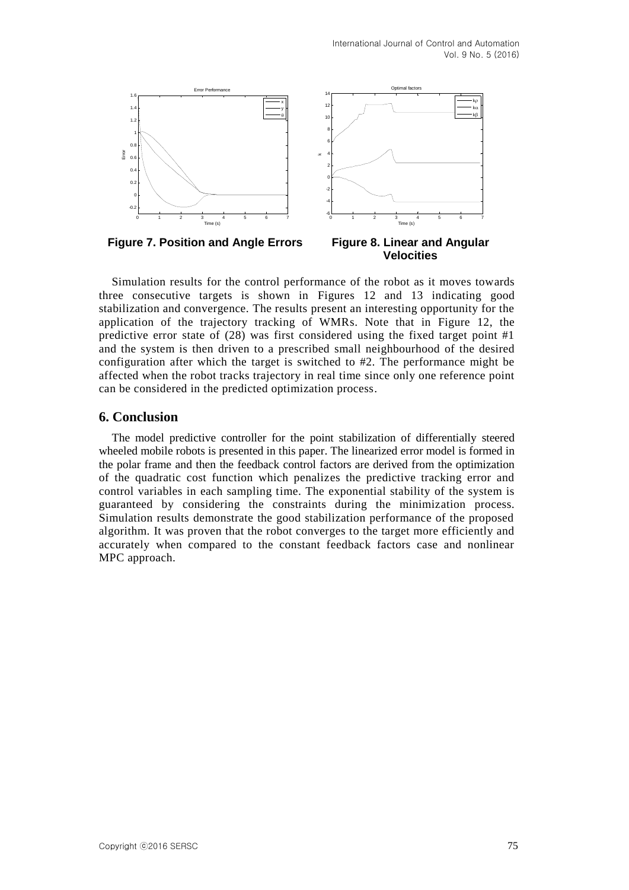**Figure 7. Position and Angle Errors**

**Figure 8. Linear and Angular Velocities**

Simulation results for the control performance of the robot as it moves towards three consecutive targets is shown in Figures 12 and 13 indicating good stabilization and convergence. The results present an interesting opportunity for the application of the trajectory tracking of WMRs. Note that in Figure 12, the predictive error state of (28) was first considered using the fixed target point #1 and the system is then driven to a prescribed small neighbourhood of the desired configuration after which the target is switched to #2. The performance might be affected when the robot tracks trajectory in real time since only one reference point can be considered in the predicted optimization process.

## 6. Conclusion

The model predictive controller for the point stabilization of differentially steered wheeled mobile robots is presented in this paper. The linearized error model is formed in the polar frame and then the feedback control factors are derived from the optimization of the quadratic cost function which penalizes the predictive tracking error and control variables in each sampling time. The exponential stability of the system is guaranteed by considering the constraints during the minimization process. Simulation results demonstrate the good stabilization performance of the proposed algorithm. It was proven that the robot converges to the target more efficiently and accurately when compared to the constant feedback factors case and nonlinear MPC approach.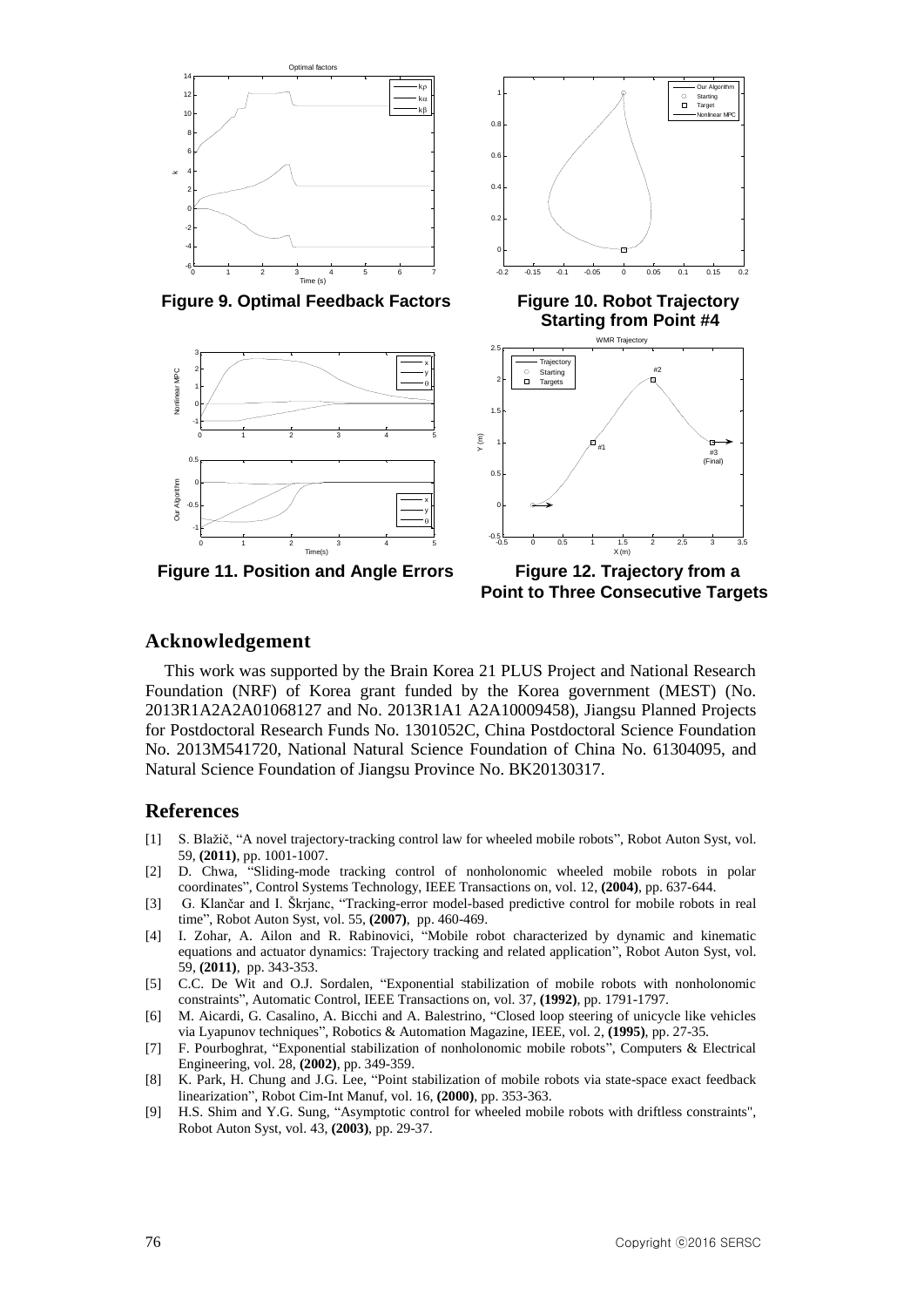Figure 9. Optimal Feedback Factors

Figure 10. Robot Trajectory Starting from Point #4

Figure 11. Position and Angle Errors

Figure 12. Trajectory from a Point to Three Consecutive Targets

## Acknowledgement

This work was supported by the Brain Korea 21 PLUS Project and National Research Foundation (NRF) of Korea grant funded by the Korea government (MEST) (No. 2013R1A2A2A01068127 and No. 2013R1A1 A2A10009458), Jiangsu Planned Projects for Postdoctoral Research Funds No. 1301052C, China Postdoctoral Science Foundation No. 2013M541720, National Natural Science Foundation of China No. 61304095, and Natural Science Foundation of Jiangsu Province No. BK20130317.

## References

[1] S. Blažič, "A novel trajectory-tracking control law for wheeled mobile robots", Robot Auton Syst, vol. 59, **(2011)**, pp. 1001-1007.

[2] D. Chwa, "Sliding-mode tracking control of nonholonomic wheeled mobile robots in polar coordinates", Control Systems Technology, IEEE Transactions on, vol. 12, **(2004)**, pp. 637-644.

[3] G. Klančar and I. Škrjanc, "Tracking-error model-based predictive control for mobile robots in real time", Robot Auton Syst, vol. 55, **(2007)**, pp. 460-469.

[4] I. Zohar, A. Ailon and R. Rabinovici, "Mobile robot characterized by dynamic and kinematic equations and actuator dynamics: Trajectory tracking and related application", Robot Auton Syst, vol. 59, **(2011)**, pp. 343-353.

[5] C.C. De Wit and O.J. Sordalen, "Exponential stabilization of mobile robots with nonholonomic constraints", Automatic Control, IEEE Transactions on, vol. 37, **(1992)**, pp. 1791-1797.

[6] M. Aicardi, G. Casalino, A. Bicchi and A. Balestrino, "Closed loop steering of unicycle like vehicles via Lyapunov techniques", Robotics & Automation Magazine, IEEE, vol. 2, **(1995)**, pp. 27-35.

[7] F. Pourboghrat, "Exponential stabilization of nonholonomic mobile robots", Computers & Electrical Engineering, vol. 28, **(2002)**, pp. 349-359.

[8] K. Park, H. Chung and J.G. Lee, "Point stabilization of mobile robots via state-space exact feedback linearization", Robot Cim-Int Manuf, vol. 16, **(2000)**, pp. 353-363.

[9] H.S. Shim and Y.G. Sung, "Asymptotic control for wheeled mobile robots with driftless constraints", Robot Auton Syst, vol. 43, **(2003)**, pp. 29-37.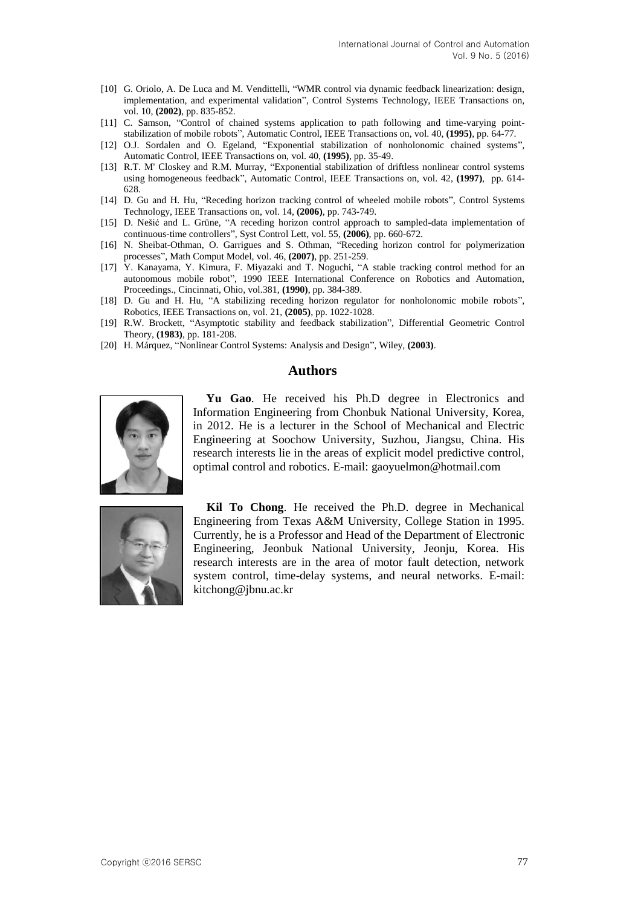[10] G. Oriolo, A. De Luca and M. Vendittelli, "WMR control via dynamic feedback linearization: design, implementation, and experimental validation", Control Systems Technology, IEEE Transactions on, vol. 10, **(2002)**, pp. 835-852.

[11] C. Samson, "Control of chained systems application to path following and time-varying point-stabilization of mobile robots", Automatic Control, IEEE Transactions on, vol. 40, **(1995)**, pp. 64-77.

[12] O.J. Sordalen and O. Egeland, "Exponential stabilization of nonholonomic chained systems", Automatic Control, IEEE Transactions on, vol. 40, **(1995)**, pp. 35-49.

[13] R.T. M' Closkey and R.M. Murray, "Exponential stabilization of driftless nonlinear control systems using homogeneous feedback", Automatic Control, IEEE Transactions on, vol. 42, **(1997)**, pp. 614-628.

[14] D. Gu and H. Hu, "Receding horizon tracking control of wheeled mobile robots", Control Systems Technology, IEEE Transactions on, vol. 14, **(2006)**, pp. 743-749.

[15] D. Nešić and L. Grüne, "A receding horizon control approach to sampled-data implementation of continuous-time controllers", Syst Control Lett, vol. 55, **(2006)**, pp. 660-672.

[16] N. Sheibat-Othman, O. Garrigues and S. Othman, "Receding horizon control for polymerization processes", Math Comput Model, vol. 46, **(2007)**, pp. 251-259.

[17] Y. Kanayama, Y. Kimura, F. Miyazaki and T. Noguchi, "A stable tracking control method for an autonomous mobile robot", 1990 IEEE International Conference on Robotics and Automation, Proceedings., Cincinnati, Ohio, vol.381, **(1990)**, pp. 384-389.

[18] D. Gu and H. Hu, "A stabilizing receding horizon regulator for nonholonomic mobile robots", Robotics, IEEE Transactions on, vol. 21, **(2005)**, pp. 1022-1028.

[19] R.W. Brockett, "Asymptotic stability and feedback stabilization", Differential Geometric Control Theory, **(1983)**, pp. 181-208.

[20] H. Márquez, "Nonlinear Control Systems: Analysis and Design", Wiley, **(2003)**.

## Authors

**Yu Gao**. He received his Ph.D degree in Electronics and Information Engineering from Chonbuk National University, Korea, in 2012. He is a lecturer in the School of Mechanical and Electric Engineering at Soochow University, Suzhou, Jiangsu, China. His research interests lie in the areas of explicit model predictive control, optimal control and robotics. E-mail: gaoyuelmon@hotmail.com

**Kil To Chong**. He received the Ph.D. degree in Mechanical Engineering from Texas A&M University, College Station in 1995. Currently, he is a Professor and Head of the Department of Electronic Engineering, Jeonbuk National University, Jeonju, Korea. His research interests are in the area of motor fault detection, network system control, time-delay systems, and neural networks. E-mail: kitchong@jbnu.ac.kr